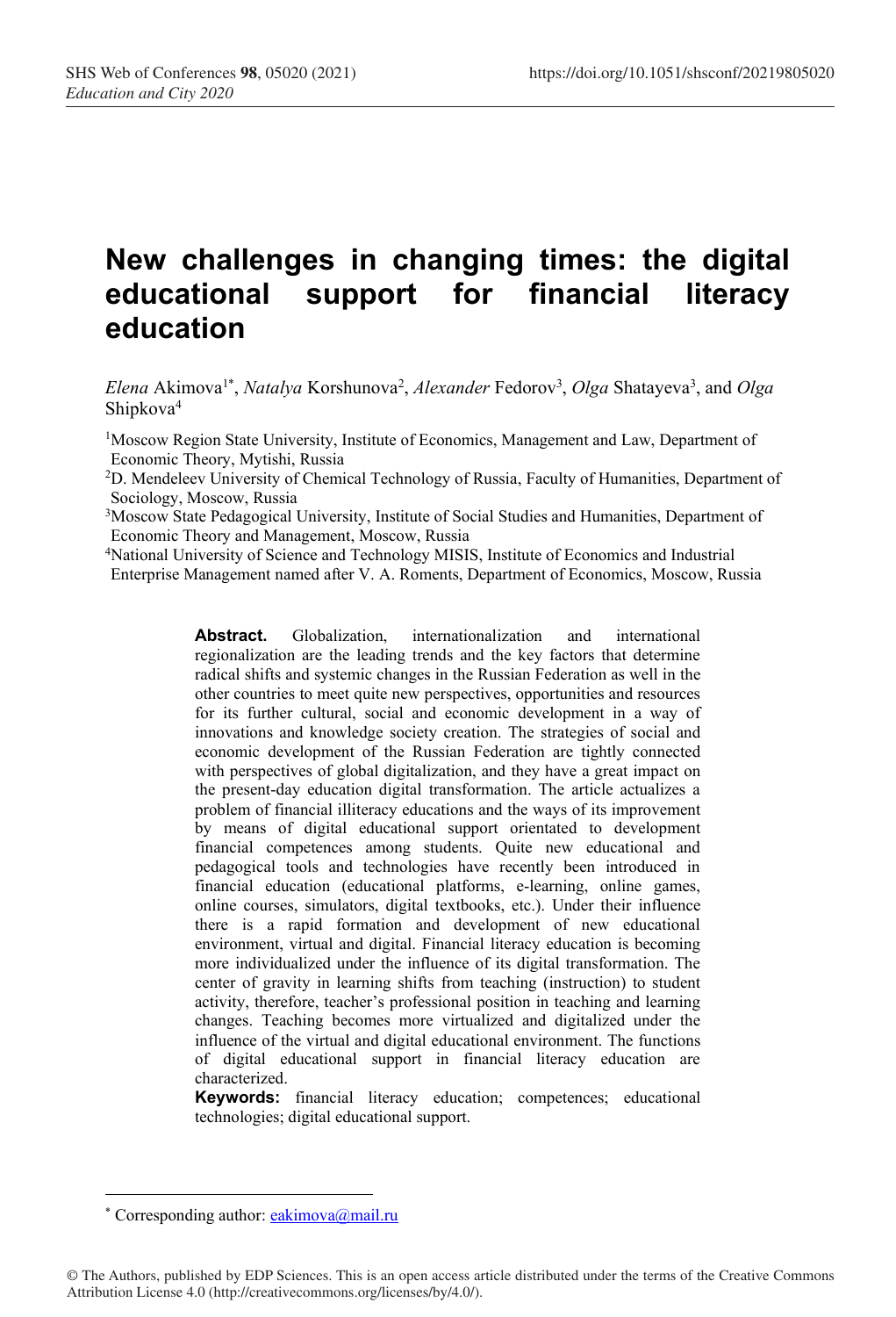# New challenges in changing times: the digital educational support for financial literacy education

*Elena* Akimova[1*], *Natalya* Korshunova[2], *Alexander* Fedorov[3], *Olga* Shatayeva[3], and *Olga* Shipkova[4]

[1]Moscow Region State University, Institute of Economics, Management and Law, Department of Economic Theory, Mytishi, Russia

[2]D. Mendeleev University of Chemical Technology of Russia, Faculty of Humanities, Department of Sociology, Moscow, Russia

[3]Moscow State Pedagogical University, Institute of Social Studies and Humanities, Department of Economic Theory and Management, Moscow, Russia

[4]National University of Science and Technology MISIS, Institute of Economics and Industrial Enterprise Management named after V. A. Roments, Department of Economics, Moscow, Russia

**Abstract.** Globalization, internationalization and international regionalization are the leading trends and the key factors that determine radical shifts and systemic changes in the Russian Federation as well in the other countries to meet quite new perspectives, opportunities and resources for its further cultural, social and economic development in a way of innovations and knowledge society creation. The strategies of social and economic development of the Russian Federation are tightly connected with perspectives of global digitalization, and they have a great impact on the present-day education digital transformation. The article actualizes a problem of financial illiteracy educations and the ways of its improvement by means of digital educational support orientated to development financial competences among students. Quite new educational and pedagogical tools and technologies have recently been introduced in financial education (educational platforms, e-learning, online games, online courses, simulators, digital textbooks, etc.). Under their influence there is a rapid formation and development of new educational environment, virtual and digital. Financial literacy education is becoming more individualized under the influence of its digital transformation. The center of gravity in learning shifts from teaching (instruction) to student activity, therefore, teacher's professional position in teaching and learning changes. Teaching becomes more virtualized and digitalized under the influence of the virtual and digital educational environment. The functions of digital educational support in financial literacy education are characterized.

**Keywords:** financial literacy education; competences; educational technologies; digital educational support.

---

[*] Corresponding author: eakimova@mail.ru

© The Authors, published by EDP Sciences. This is an open access article distributed under the terms of the Creative Commons Attribution License 4.0 (http://creativecommons.org/licenses/by/4.0/).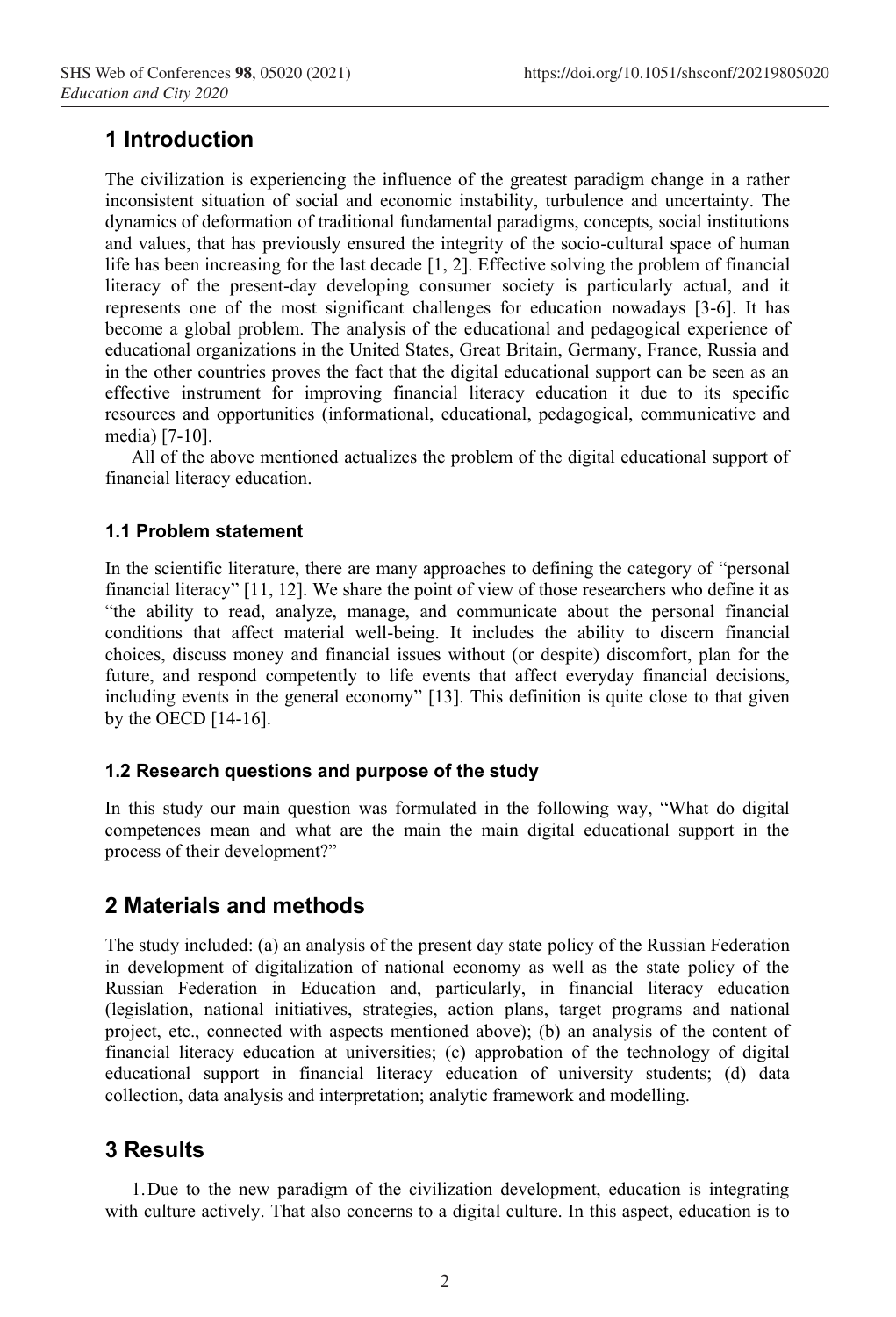## 1 Introduction

The civilization is experiencing the influence of the greatest paradigm change in a rather inconsistent situation of social and economic instability, turbulence and uncertainty. The dynamics of deformation of traditional fundamental paradigms, concepts, social institutions and values, that has previously ensured the integrity of the socio-cultural space of human life has been increasing for the last decade [1, 2]. Effective solving the problem of financial literacy of the present-day developing consumer society is particularly actual, and it represents one of the most significant challenges for education nowadays [3-6]. It has become a global problem. The analysis of the educational and pedagogical experience of educational organizations in the United States, Great Britain, Germany, France, Russia and in the other countries proves the fact that the digital educational support can be seen as an effective instrument for improving financial literacy education it due to its specific resources and opportunities (informational, educational, pedagogical, communicative and media) [7-10].

All of the above mentioned actualizes the problem of the digital educational support of financial literacy education.

### 1.1 Problem statement

In the scientific literature, there are many approaches to defining the category of "personal financial literacy" [11, 12]. We share the point of view of those researchers who define it as "the ability to read, analyze, manage, and communicate about the personal financial conditions that affect material well-being. It includes the ability to discern financial choices, discuss money and financial issues without (or despite) discomfort, plan for the future, and respond competently to life events that affect everyday financial decisions, including events in the general economy" [13]. This definition is quite close to that given by the OECD [14-16].

### 1.2 Research questions and purpose of the study

In this study our main question was formulated in the following way, "What do digital competences mean and what are the main the main digital educational support in the process of their development?"

## 2 Materials and methods

The study included: (a) an analysis of the present day state policy of the Russian Federation in development of digitalization of national economy as well as the state policy of the Russian Federation in Education and, particularly, in financial literacy education (legislation, national initiatives, strategies, action plans, target programs and national project, etc., connected with aspects mentioned above); (b) an analysis of the content of financial literacy education at universities; (c) approbation of the technology of digital educational support in financial literacy education of university students; (d) data collection, data analysis and interpretation; analytic framework and modelling.

## 3 Results

1. Due to the new paradigm of the civilization development, education is integrating with culture actively. That also concerns to a digital culture. In this aspect, education is to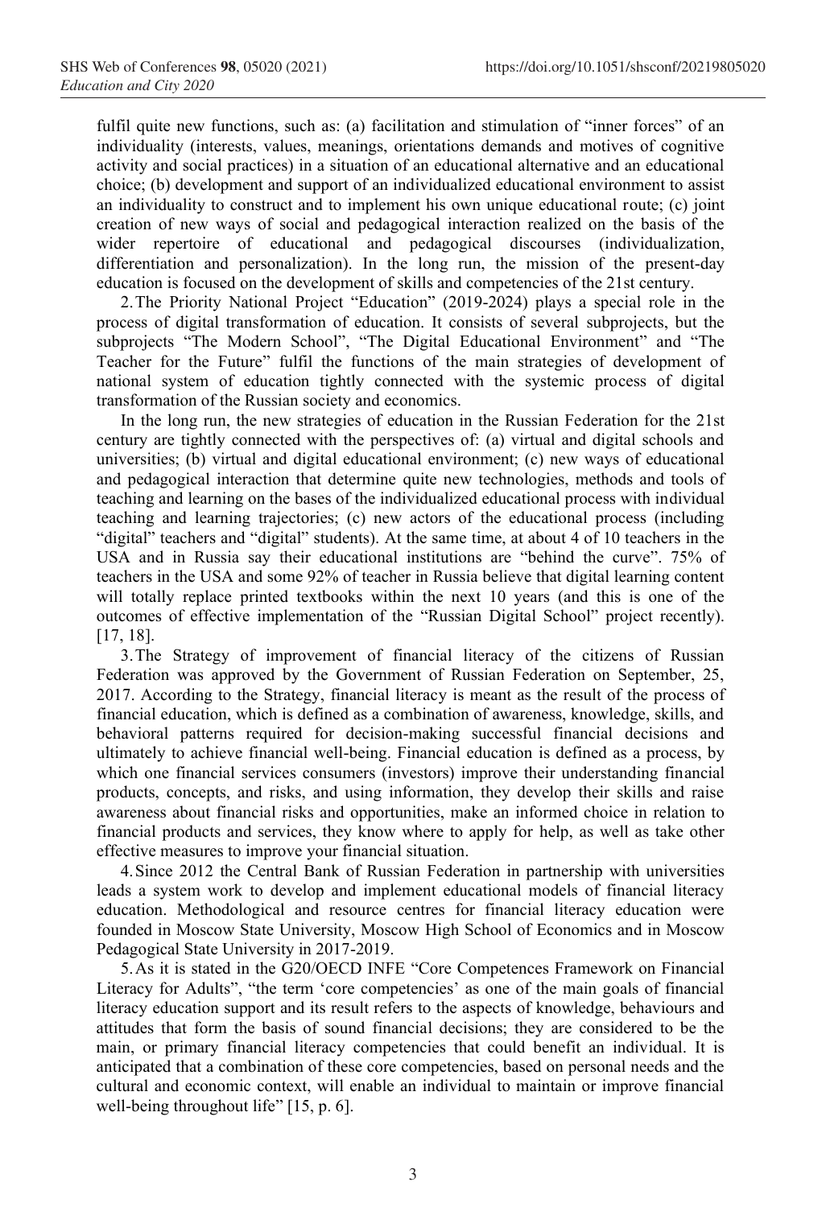fulfil quite new functions, such as: (a) facilitation and stimulation of "inner forces" of an individuality (interests, values, meanings, orientations demands and motives of cognitive activity and social practices) in a situation of an educational alternative and an educational choice; (b) development and support of an individualized educational environment to assist an individuality to construct and to implement his own unique educational route; (c) joint creation of new ways of social and pedagogical interaction realized on the basis of the wider repertoire of educational and pedagogical discourses (individualization, differentiation and personalization). In the long run, the mission of the present-day education is focused on the development of skills and competencies of the 21st century.

2. The Priority National Project "Education" (2019-2024) plays a special role in the process of digital transformation of education. It consists of several subprojects, but the subprojects "The Modern School", "The Digital Educational Environment" and "The Teacher for the Future" fulfil the functions of the main strategies of development of national system of education tightly connected with the systemic process of digital transformation of the Russian society and economics.

In the long run, the new strategies of education in the Russian Federation for the 21st century are tightly connected with the perspectives of: (a) virtual and digital schools and universities; (b) virtual and digital educational environment; (c) new ways of educational and pedagogical interaction that determine quite new technologies, methods and tools of teaching and learning on the bases of the individualized educational process with individual teaching and learning trajectories; (c) new actors of the educational process (including "digital" teachers and "digital" students). At the same time, at about 4 of 10 teachers in the USA and in Russia say their educational institutions are "behind the curve". 75% of teachers in the USA and some 92% of teacher in Russia believe that digital learning content will totally replace printed textbooks within the next 10 years (and this is one of the outcomes of effective implementation of the "Russian Digital School" project recently). [17, 18].

3. The Strategy of improvement of financial literacy of the citizens of Russian Federation was approved by the Government of Russian Federation on September, 25, 2017. According to the Strategy, financial literacy is meant as the result of the process of financial education, which is defined as a combination of awareness, knowledge, skills, and behavioral patterns required for decision-making successful financial decisions and ultimately to achieve financial well-being. Financial education is defined as a process, by which one financial services consumers (investors) improve their understanding financial products, concepts, and risks, and using information, they develop their skills and raise awareness about financial risks and opportunities, make an informed choice in relation to financial products and services, they know where to apply for help, as well as take other effective measures to improve your financial situation.

4. Since 2012 the Central Bank of Russian Federation in partnership with universities leads a system work to develop and implement educational models of financial literacy education. Methodological and resource centres for financial literacy education were founded in Moscow State University, Moscow High School of Economics and in Moscow Pedagogical State University in 2017-2019.

5. As it is stated in the G20/OECD INFE "Core Competences Framework on Financial Literacy for Adults", "the term 'core competencies' as one of the main goals of financial literacy education support and its result refers to the aspects of knowledge, behaviours and attitudes that form the basis of sound financial decisions; they are considered to be the main, or primary financial literacy competencies that could benefit an individual. It is anticipated that a combination of these core competencies, based on personal needs and the cultural and economic context, will enable an individual to maintain or improve financial well-being throughout life" [15, p. 6].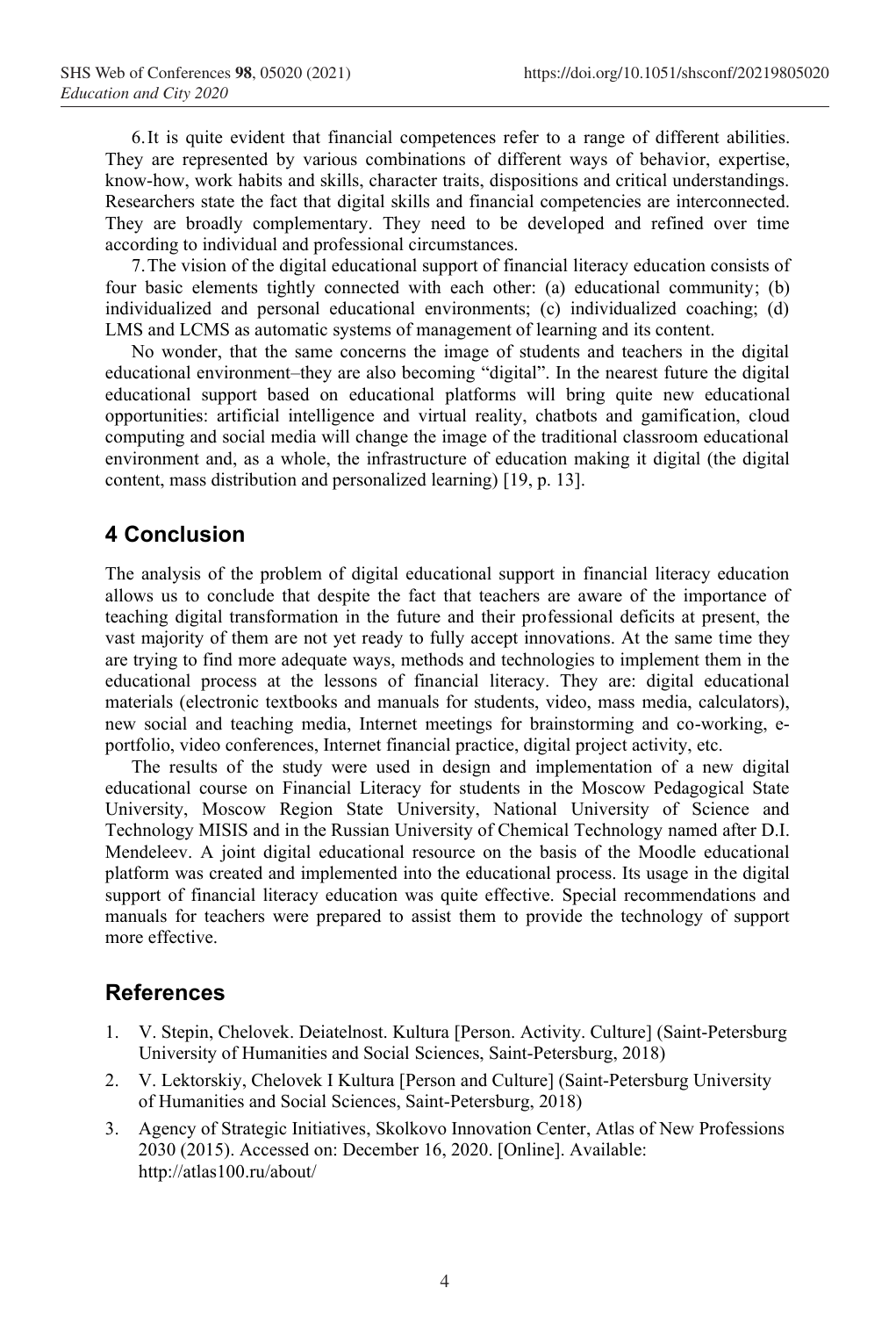6. It is quite evident that financial competences refer to a range of different abilities. They are represented by various combinations of different ways of behavior, expertise, know-how, work habits and skills, character traits, dispositions and critical understandings. Researchers state the fact that digital skills and financial competencies are interconnected. They are broadly complementary. They need to be developed and refined over time according to individual and professional circumstances.

7. The vision of the digital educational support of financial literacy education consists of four basic elements tightly connected with each other: (a) educational community; (b) individualized and personal educational environments; (c) individualized coaching; (d) LMS and LCMS as automatic systems of management of learning and its content.

No wonder, that the same concerns the image of students and teachers in the digital educational environment–they are also becoming "digital". In the nearest future the digital educational support based on educational platforms will bring quite new educational opportunities: artificial intelligence and virtual reality, chatbots and gamification, cloud computing and social media will change the image of the traditional classroom educational environment and, as a whole, the infrastructure of education making it digital (the digital content, mass distribution and personalized learning) [19, p. 13].

## 4 Conclusion

The analysis of the problem of digital educational support in financial literacy education allows us to conclude that despite the fact that teachers are aware of the importance of teaching digital transformation in the future and their professional deficits at present, the vast majority of them are not yet ready to fully accept innovations. At the same time they are trying to find more adequate ways, methods and technologies to implement them in the educational process at the lessons of financial literacy. They are: digital educational materials (electronic textbooks and manuals for students, video, mass media, calculators), new social and teaching media, Internet meetings for brainstorming and co-working, e-portfolio, video conferences, Internet financial practice, digital project activity, etc.

The results of the study were used in design and implementation of a new digital educational course on Financial Literacy for students in the Moscow Pedagogical State University, Moscow Region State University, National University of Science and Technology MISIS and in the Russian University of Chemical Technology named after D.I. Mendeleev. A joint digital educational resource on the basis of the Moodle educational platform was created and implemented into the educational process. Its usage in the digital support of financial literacy education was quite effective. Special recommendations and manuals for teachers were prepared to assist them to provide the technology of support more effective.

## References

1. V. Stepin, Chelovek. Deiatelnost. Kultura [Person. Activity. Culture] (Saint-Petersburg University of Humanities and Social Sciences, Saint-Petersburg, 2018)
2. V. Lektorskiy, Chelovek I Kultura [Person and Culture] (Saint-Petersburg University of Humanities and Social Sciences, Saint-Petersburg, 2018)
3. Agency of Strategic Initiatives, Skolkovo Innovation Center, Atlas of New Professions 2030 (2015). Accessed on: December 16, 2020. [Online]. Available: http://atlas100.ru/about/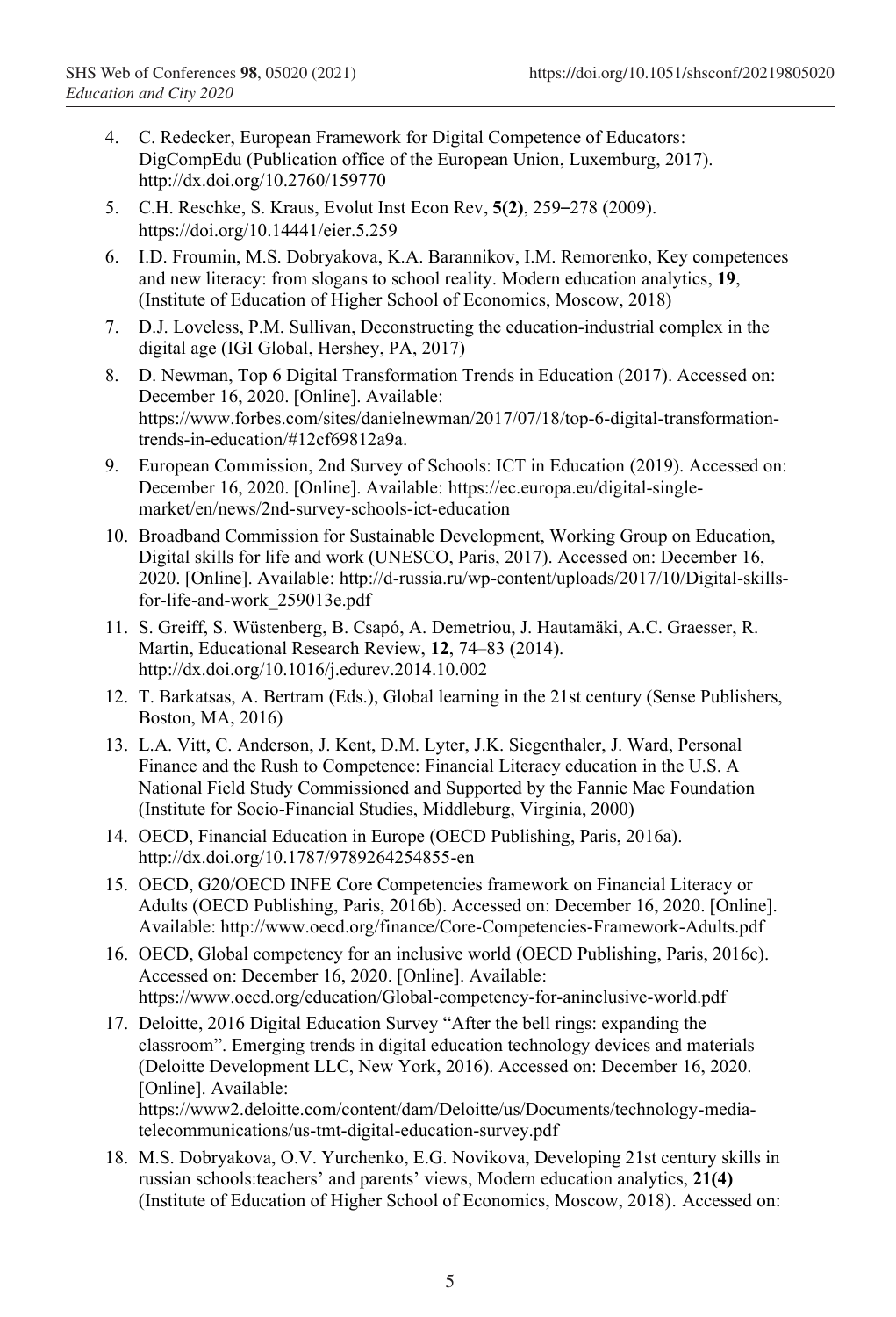4. C. Redecker, European Framework for Digital Competence of Educators: DigCompEdu (Publication office of the European Union, Luxemburg, 2017). http://dx.doi.org/10.2760/159770
5. C.H. Reschke, S. Kraus, Evolut Inst Econ Rev, **5(2)**, 259–278 (2009). https://doi.org/10.14441/eier.5.259
6. I.D. Froumin, M.S. Dobryakova, K.A. Barannikov, I.M. Remorenko, Key competences and new literacy: from slogans to school reality. Modern education analytics, **19**, (Institute of Education of Higher School of Economics, Moscow, 2018)
7. D.J. Loveless, P.M. Sullivan, Deconstructing the education-industrial complex in the digital age (IGI Global, Hershey, PA, 2017)
8. D. Newman, Top 6 Digital Transformation Trends in Education (2017). Accessed on: December 16, 2020. [Online]. Available: https://www.forbes.com/sites/danielnewman/2017/07/18/top-6-digital-transformation-trends-in-education/#12cf69812a9a.
9. European Commission, 2nd Survey of Schools: ICT in Education (2019). Accessed on: December 16, 2020. [Online]. Available: https://ec.europa.eu/digital-single-market/en/news/2nd-survey-schools-ict-education
10. Broadband Commission for Sustainable Development, Working Group on Education, Digital skills for life and work (UNESCO, Paris, 2017). Accessed on: December 16, 2020. [Online]. Available: http://d-russia.ru/wp-content/uploads/2017/10/Digital-skills-for-life-and-work_259013e.pdf
11. S. Greiff, S. Wüstenberg, B. Csapó, A. Demetriou, J. Hautamäki, A.C. Graesser, R. Martin, Educational Research Review, **12**, 74–83 (2014). http://dx.doi.org/10.1016/j.edurev.2014.10.002
12. T. Barkatsas, A. Bertram (Eds.), Global learning in the 21st century (Sense Publishers, Boston, MA, 2016)
13. L.A. Vitt, C. Anderson, J. Kent, D.M. Lyter, J.K. Siegenthaler, J. Ward, Personal Finance and the Rush to Competence: Financial Literacy education in the U.S. A National Field Study Commissioned and Supported by the Fannie Mae Foundation (Institute for Socio-Financial Studies, Middleburg, Virginia, 2000)
14. OECD, Financial Education in Europe (OECD Publishing, Paris, 2016a). http://dx.doi.org/10.1787/9789264254855-en
15. OECD, G20/OECD INFE Core Competencies framework on Financial Literacy or Adults (OECD Publishing, Paris, 2016b). Accessed on: December 16, 2020. [Online]. Available: http://www.oecd.org/finance/Core-Competencies-Framework-Adults.pdf
16. OECD, Global competency for an inclusive world (OECD Publishing, Paris, 2016c). Accessed on: December 16, 2020. [Online]. Available: https://www.oecd.org/education/Global-competency-for-aninclusive-world.pdf
17. Deloitte, 2016 Digital Education Survey "After the bell rings: expanding the classroom". Emerging trends in digital education technology devices and materials (Deloitte Development LLC, New York, 2016). Accessed on: December 16, 2020. [Online]. Available: https://www2.deloitte.com/content/dam/Deloitte/us/Documents/technology-media-telecommunications/us-tmt-digital-education-survey.pdf
18. M.S. Dobryakova, O.V. Yurchenko, E.G. Novikova, Developing 21st century skills in russian schools:teachers' and parents' views, Modern education analytics, **21(4)** (Institute of Education of Higher School of Economics, Moscow, 2018). Accessed on: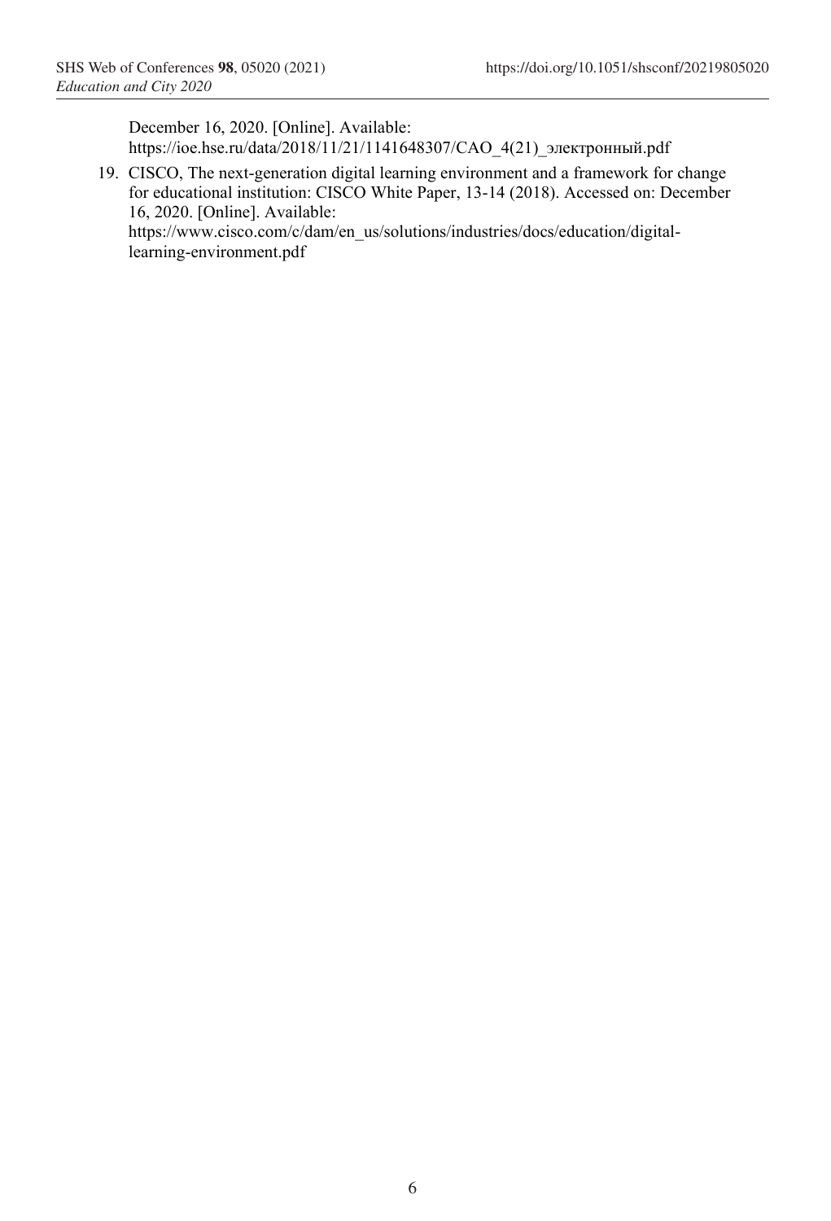December 16, 2020. [Online]. Available: https://ioe.hse.ru/data/2018/11/21/1141648307/CAO_4(21)_электронный.pdf

19. CISCO, The next-generation digital learning environment and a framework for change for educational institution: CISCO White Paper, 13-14 (2018). Accessed on: December 16, 2020. [Online]. Available: https://www.cisco.com/c/dam/en_us/solutions/industries/docs/education/digital-learning-environment.pdf